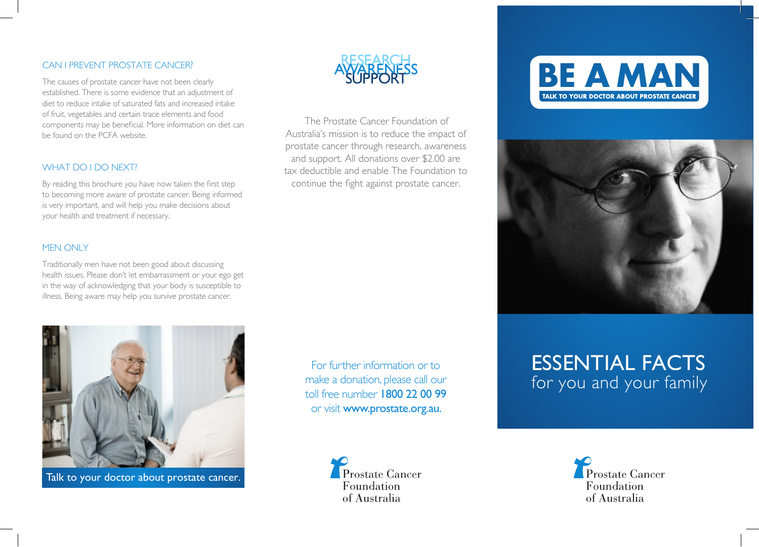## CAN I PREVENT PROSTATE CANCER?

The causes of prostate cancer have not been clearly established. There is some evidence that an adjustment of diet to reduce intake of saturated fats and increased intake of fruit, vegetables and certain trace elements and food components may be beneficial. More information on diet can be found on the PCFA website.

## WHAT DO I DO NEXT?

By reading this brochure you have now taken the first step to becoming more aware of prostate cancer. Being informed is very important, and will help you make decisions about your health and treatment if necessary.

## MEN ONLY

Traditionally men have not been good about discussing health issues. Please don't let embarrassment or your ego get in the way of acknowledging that your body is susceptible to illness. Being aware may help you survive prostate cancer.

Talk to your doctor about prostate cancer.

RESEARCH
AWARENESS
SUPPORT

The Prostate Cancer Foundation of Australia's mission is to reduce the impact of prostate cancer through research, awareness and support. All donations over $2.00 are tax deductible and enable The Foundation to continue the fight against prostate cancer.

For further information or to make a donation, please call our toll free number **1800 22 00 99** or visit **www.prostate.org.au.**

Prostate Cancer Foundation of Australia

# BE A MAN

TALK TO YOUR DOCTOR ABOUT PROSTATE CANCER

# ESSENTIAL FACTS

for you and your family

Prostate Cancer Foundation of Australia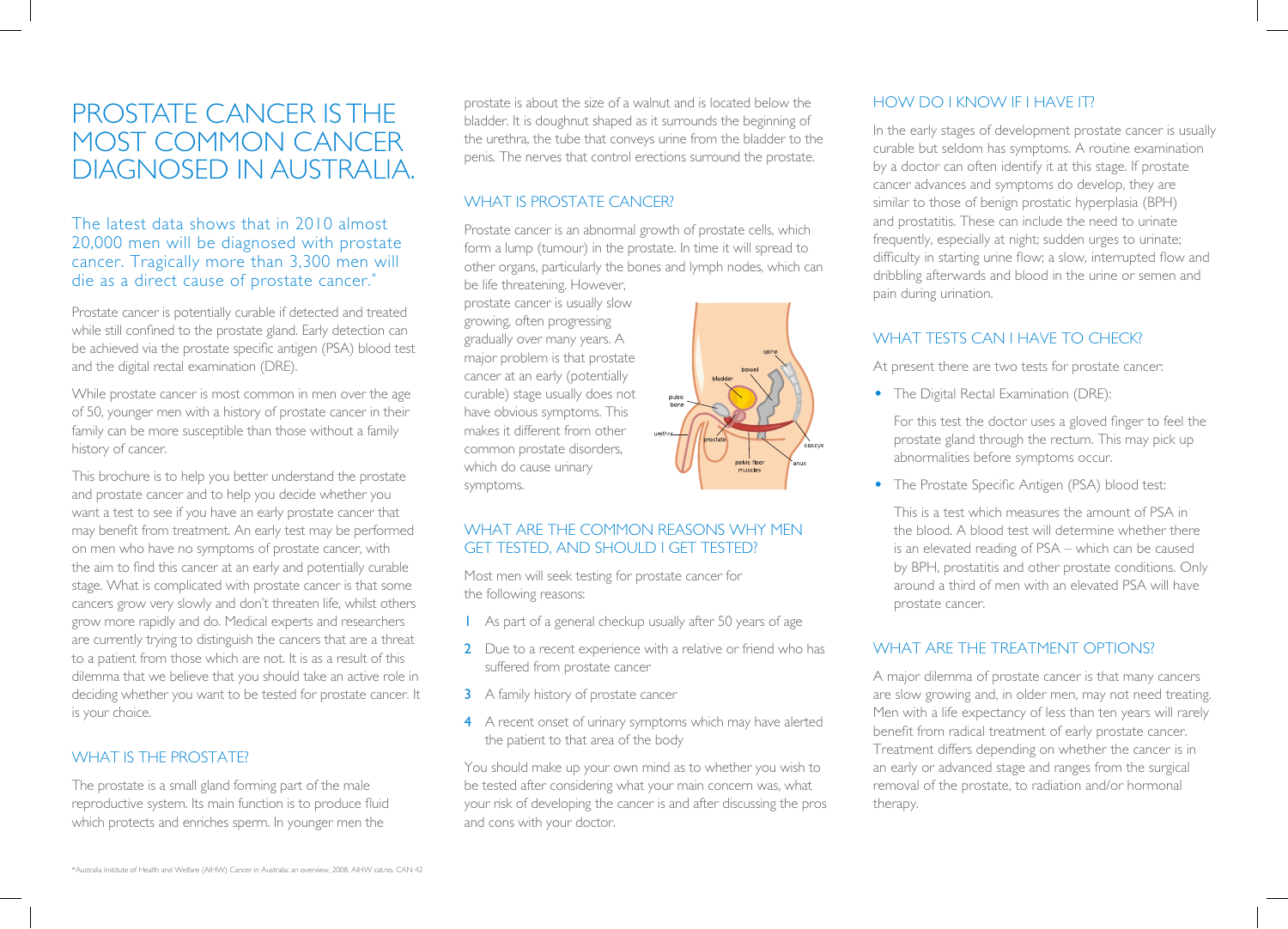# PROSTATE CANCER IS THE MOST COMMON CANCER DIAGNOSED IN AUSTRALIA.

The latest data shows that in 2010 almost 20,000 men will be diagnosed with prostate cancer. Tragically more than 3,300 men will die as a direct cause of prostate cancer.*

Prostate cancer is potentially curable if detected and treated while still confined to the prostate gland. Early detection can be achieved via the prostate specific antigen (PSA) blood test and the digital rectal examination (DRE).

While prostate cancer is most common in men over the age of 50, younger men with a history of prostate cancer in their family can be more susceptible than those without a family history of cancer.

This brochure is to help you better understand the prostate and prostate cancer and to help you decide whether you want a test to see if you have an early prostate cancer that may benefit from treatment. An early test may be performed on men who have no symptoms of prostate cancer, with the aim to find this cancer at an early and potentially curable stage. What is complicated with prostate cancer is that some cancers grow very slowly and don't threaten life, whilst others grow more rapidly and do. Medical experts and researchers are currently trying to distinguish the cancers that are a threat to a patient from those which are not. It is as a result of this dilemma that we believe that you should take an active role in deciding whether you want to be tested for prostate cancer. It is your choice.

## WHAT IS THE PROSTATE?

The prostate is a small gland forming part of the male reproductive system. Its main function is to produce fluid which protects and enriches sperm. In younger men the prostate is about the size of a walnut and is located below the bladder. It is doughnut shaped as it surrounds the beginning of the urethra, the tube that conveys urine from the bladder to the penis. The nerves that control erections surround the prostate.

## WHAT IS PROSTATE CANCER?

Prostate cancer is an abnormal growth of prostate cells, which form a lump (tumour) in the prostate. In time it will spread to other organs, particularly the bones and lymph nodes, which can be life threatening. However, prostate cancer is usually slow growing, often progressing gradually over many years. A major problem is that prostate cancer at an early (potentially curable) stage usually does not have obvious symptoms. This makes it different from other common prostate disorders, which do cause urinary symptoms.

spine
bowel
bladder
pubic bone
urethra
prostate
coccyx
pelvic floor muscles
anus

## WHAT ARE THE COMMON REASONS WHY MEN GET TESTED, AND SHOULD I GET TESTED?

Most men will seek testing for prostate cancer for the following reasons:

1. As part of a general checkup usually after 50 years of age
2. Due to a recent experience with a relative or friend who has suffered from prostate cancer
3. A family history of prostate cancer
4. A recent onset of urinary symptoms which may have alerted the patient to that area of the body

You should make up your own mind as to whether you wish to be tested after considering what your main concern was, what your risk of developing the cancer is and after discussing the pros and cons with your doctor.

## HOW DO I KNOW IF I HAVE IT?

In the early stages of development prostate cancer is usually curable but seldom has symptoms. A routine examination by a doctor can often identify it at this stage. If prostate cancer advances and symptoms do develop, they are similar to those of benign prostatic hyperplasia (BPH) and prostatitis. These can include the need to urinate frequently, especially at night; sudden urges to urinate; difficulty in starting urine flow; a slow, interrupted flow and dribbling afterwards and blood in the urine or semen and pain during urination.

## WHAT TESTS CAN I HAVE TO CHECK?

At present there are two tests for prostate cancer:

- The Digital Rectal Examination (DRE):

  For this test the doctor uses a gloved finger to feel the prostate gland through the rectum. This may pick up abnormalities before symptoms occur.

- The Prostate Specific Antigen (PSA) blood test:

  This is a test which measures the amount of PSA in the blood. A blood test will determine whether there is an elevated reading of PSA – which can be caused by BPH, prostatitis and other prostate conditions. Only around a third of men with an elevated PSA will have prostate cancer.

## WHAT ARE THE TREATMENT OPTIONS?

A major dilemma of prostate cancer is that many cancers are slow growing and, in older men, may not need treating. Men with a life expectancy of less than ten years will rarely benefit from radical treatment of early prostate cancer. Treatment differs depending on whether the cancer is in an early or advanced stage and ranges from the surgical removal of the prostate, to radiation and/or hormonal therapy.

*Australia Institute of Health and Welfare (AIHW) Cancer in Australia: an overview, 2008. AIHW cat.no. CAN 42